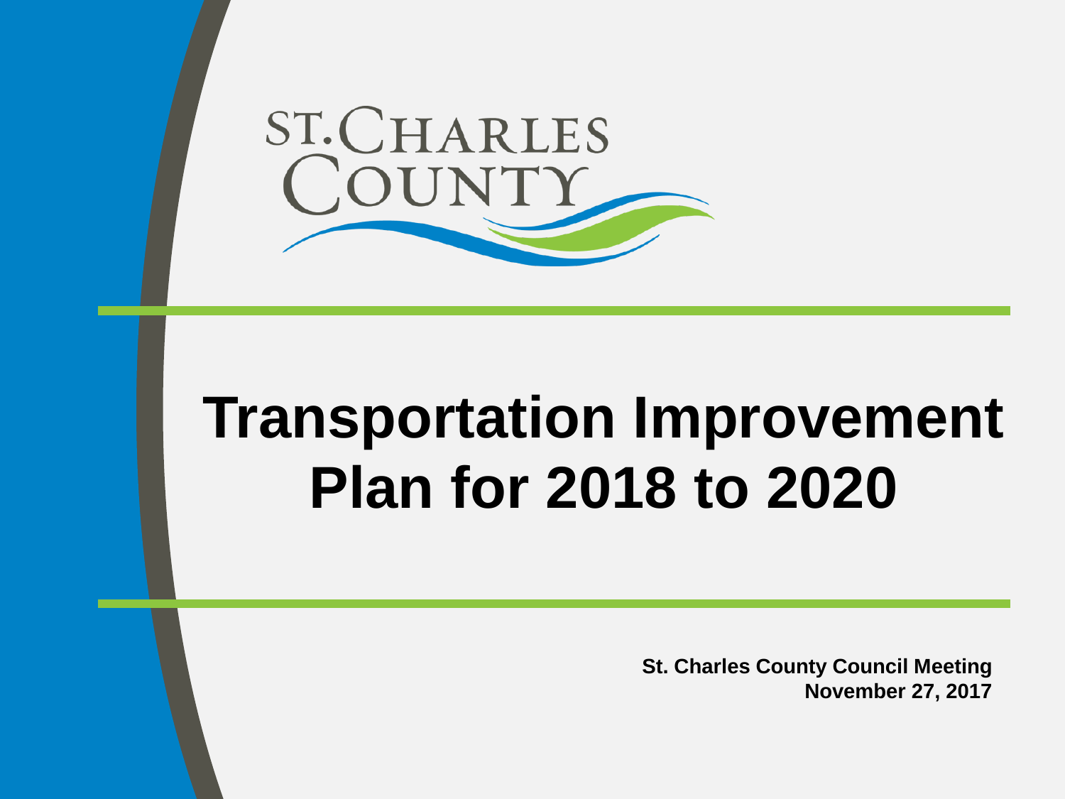ST. CHARLES COUNTY

# Transportation Improvement Plan for 2018 to 2020

**St. Charles County Council Meeting**
**November 27, 2017**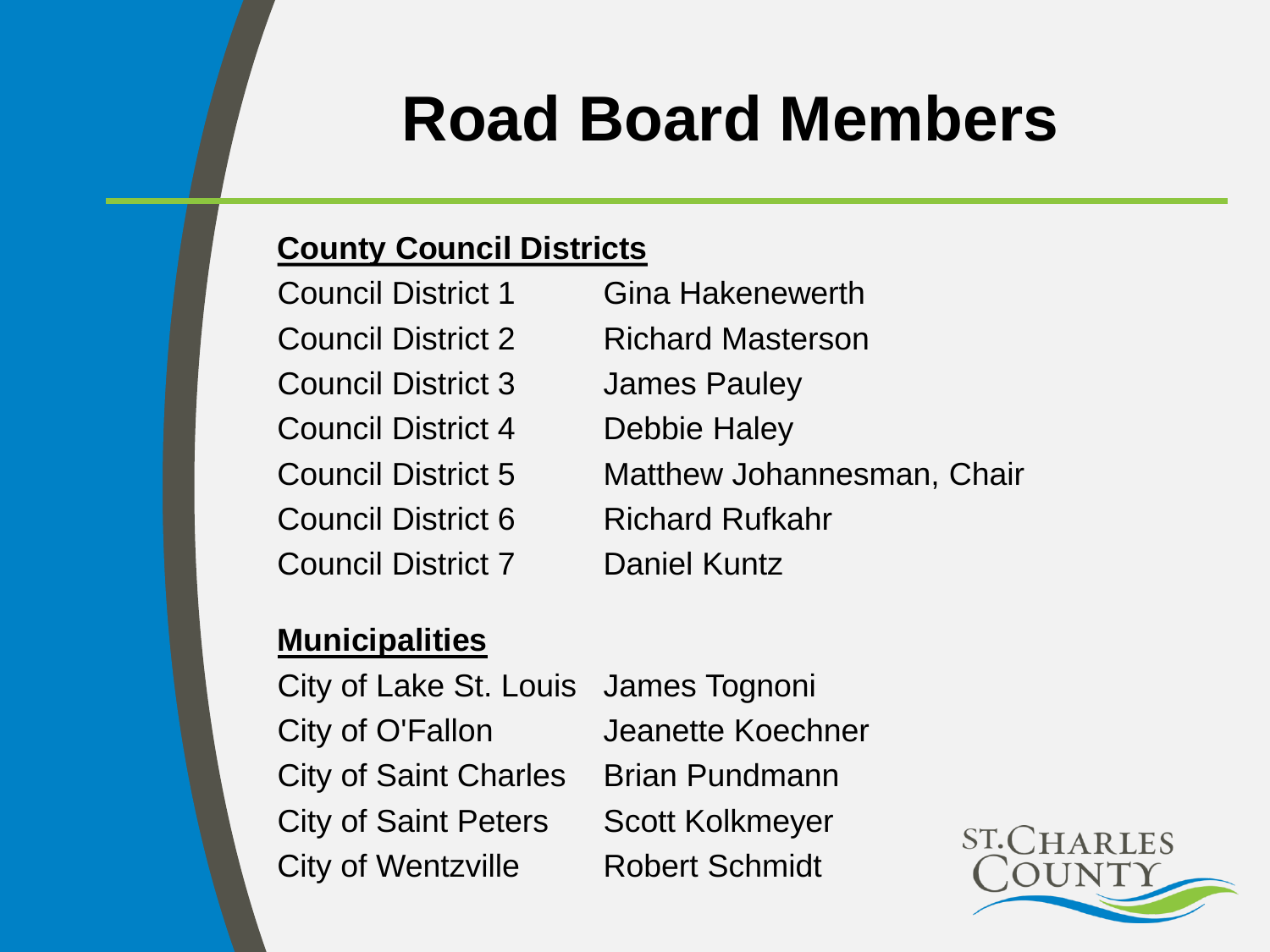# Road Board Members

**County Council Districts**

| | |
|---|---|
| Council District 1 | Gina Hakenewerth |
| Council District 2 | Richard Masterson |
| Council District 3 | James Pauley |
| Council District 4 | Debbie Haley |
| Council District 5 | Matthew Johannesman, Chair |
| Council District 6 | Richard Rufkahr |
| Council District 7 | Daniel Kuntz |

**Municipalities**

| | |
|---|---|
| City of Lake St. Louis | James Tognoni |
| City of O'Fallon | Jeanette Koechner |
| City of Saint Charles | Brian Pundmann |
| City of Saint Peters | Scott Kolkmeyer |
| City of Wentzville | Robert Schmidt |

ST. CHARLES COUNTY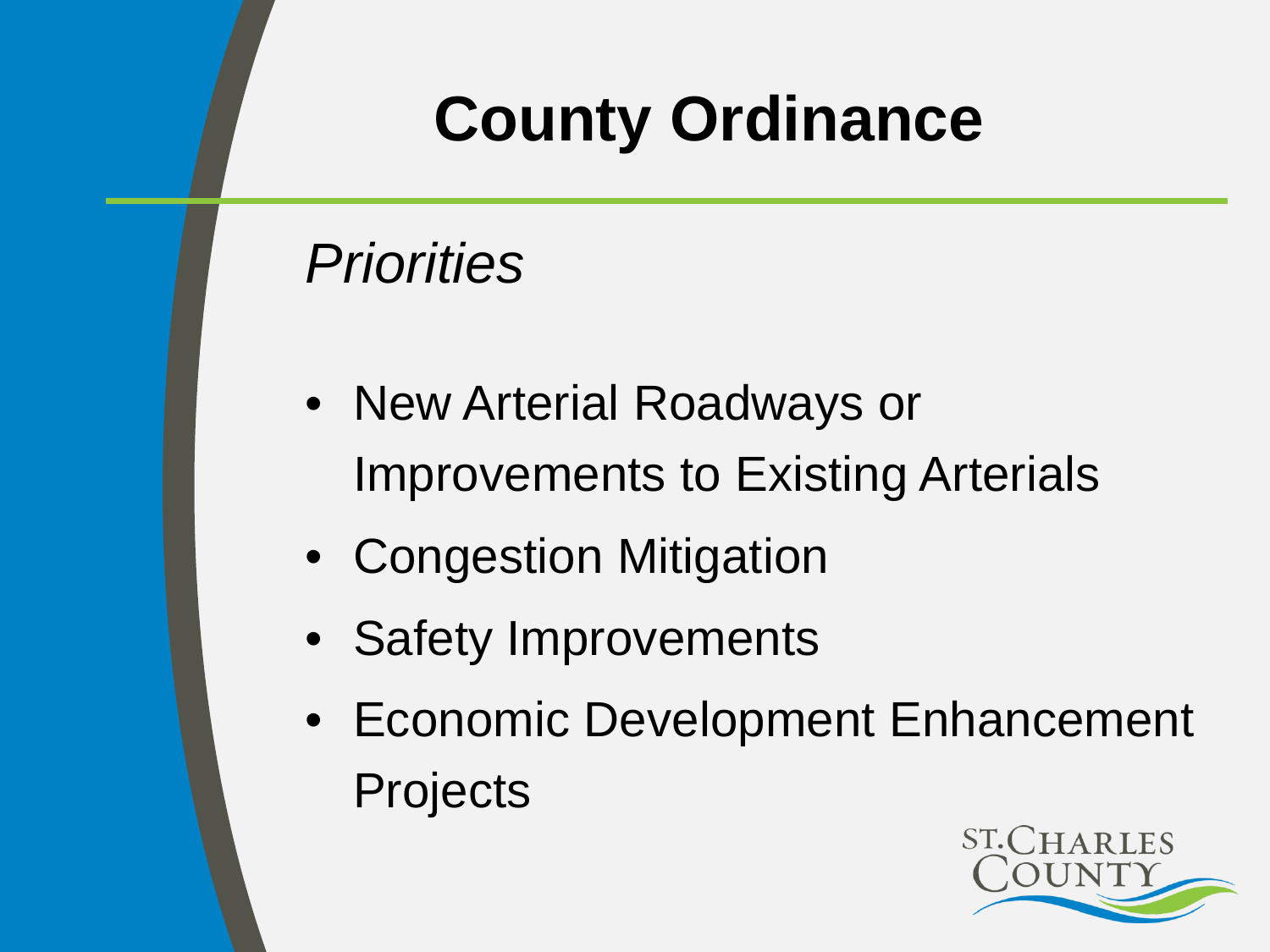# County Ordinance

*Priorities*

- New Arterial Roadways or Improvements to Existing Arterials
- Congestion Mitigation
- Safety Improvements
- Economic Development Enhancement Projects

ST.CHARLES COUNTY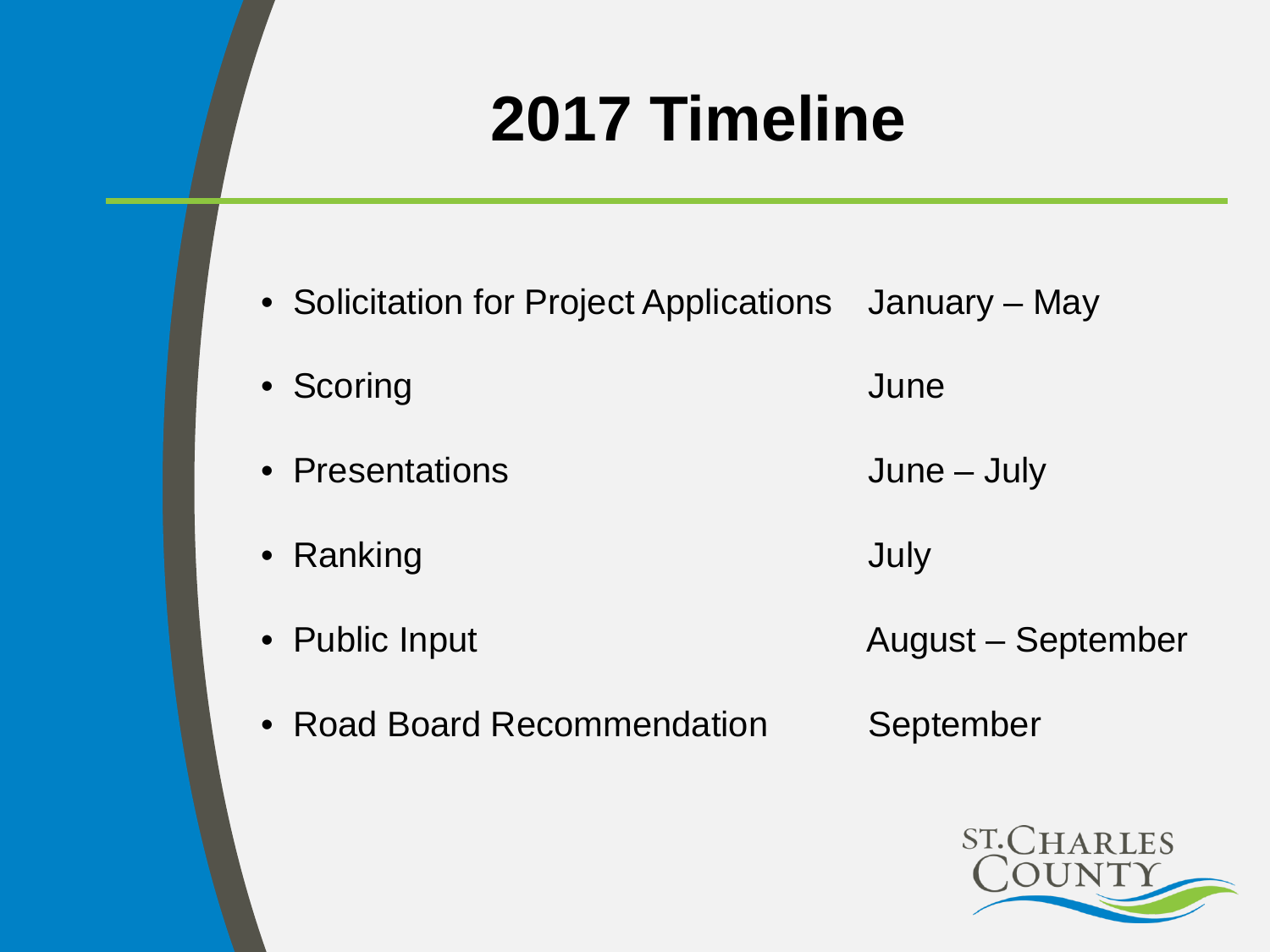# 2017 Timeline

- Solicitation for Project Applications — January – May
- Scoring — June
- Presentations — June – July
- Ranking — July
- Public Input — August – September
- Road Board Recommendation — September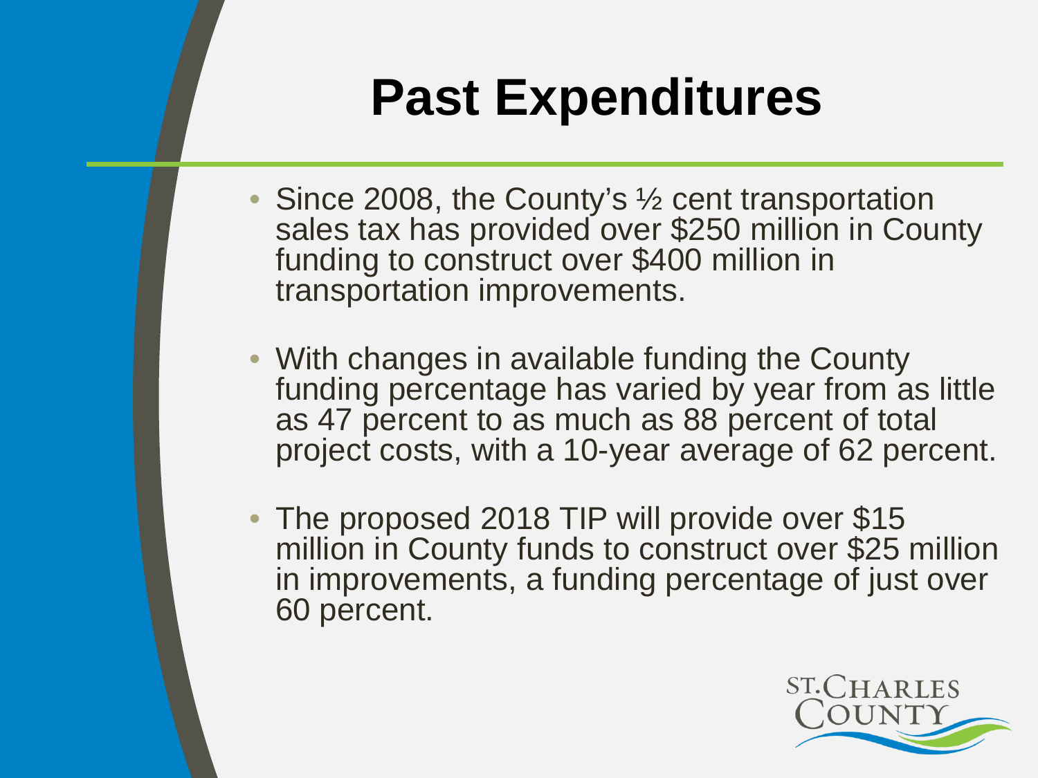# Past Expenditures

- Since 2008, the County's ½ cent transportation sales tax has provided over $250 million in County funding to construct over $400 million in transportation improvements.
- With changes in available funding the County funding percentage has varied by year from as little as 47 percent to as much as 88 percent of total project costs, with a 10-year average of 62 percent.
- The proposed 2018 TIP will provide over $15 million in County funds to construct over $25 million in improvements, a funding percentage of just over 60 percent.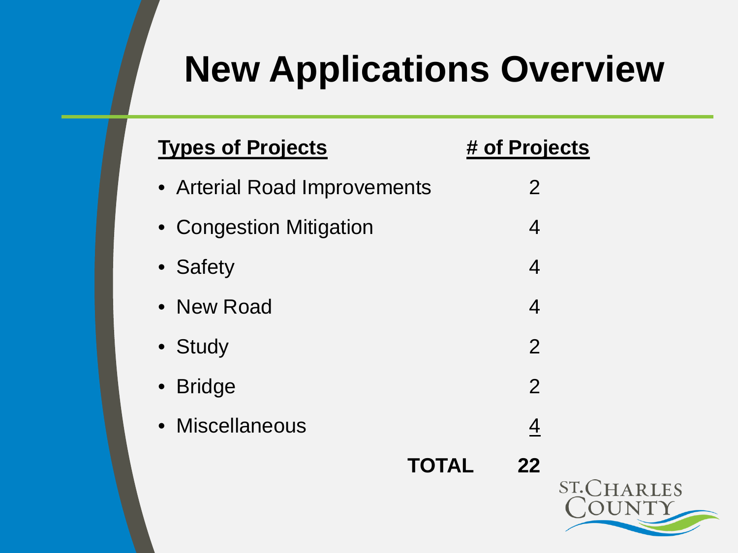# New Applications Overview

| Types of Projects | # of Projects |
| --- | --- |
| Arterial Road Improvements | 2 |
| Congestion Mitigation | 4 |
| Safety | 4 |
| New Road | 4 |
| Study | 2 |
| Bridge | 2 |
| Miscellaneous | 4 |
| **TOTAL** | **22** |

ST. CHARLES COUNTY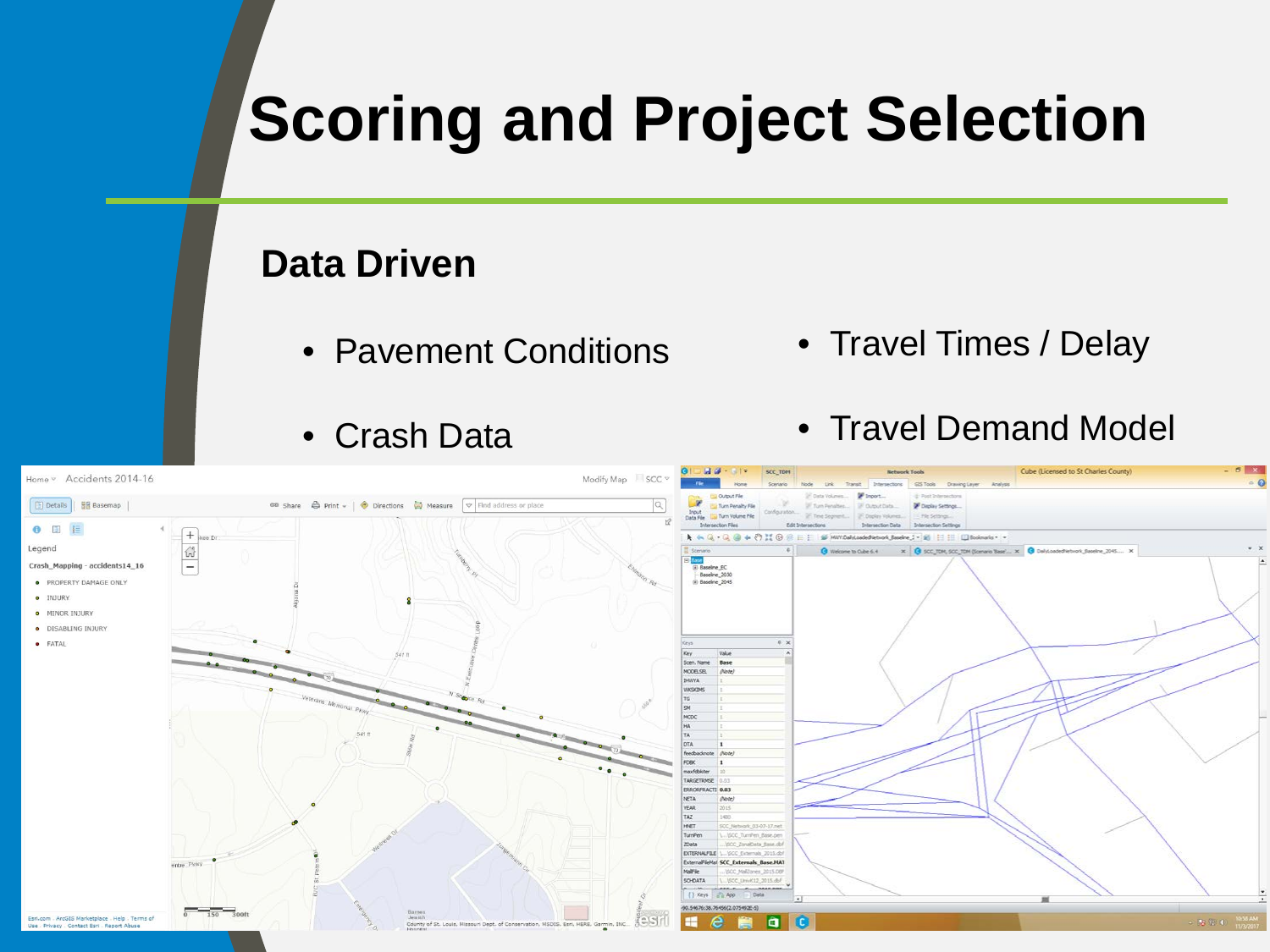# Scoring and Project Selection

## Data Driven

- Pavement Conditions
- Crash Data
- Travel Times / Delay
- Travel Demand Model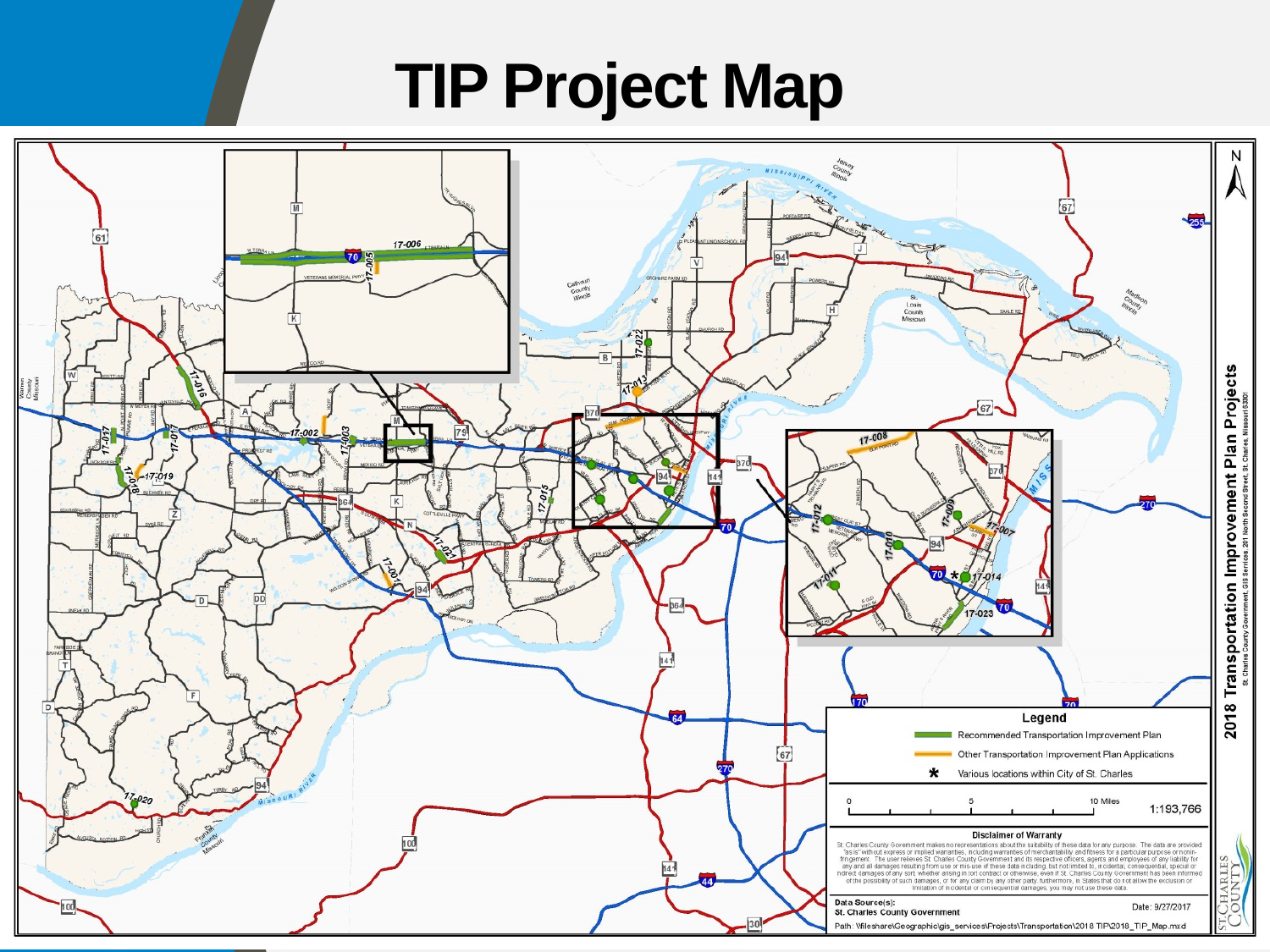# TIP Project Map

**2018 Transportation Improvement Plan Projects**

St. Charles County Government, GIS Services, 201 North Second Street, St. Charles, Missouri 63301

**Legend**

- Recommended Transportation Improvement Plan
- Other Transportation Improvement Plan Applications
- * Various locations within City of St. Charles

0 5 10 Miles

1:193,766

**Disclaimer of Warranty**

St. Charles County Government makes no representations about the suitability of these data for any purpose. The data are provided "as is" without express or implied warranties, including warranties of merchantability and fitness for a particular purpose or non-infringement. The user relieves St. Charles County Government and its respective officers, agents and employees of any liability for any and all damages resulting from use or mis-use of these data including, but not limited to, incidental, consequential, special or indirect damages of any sort, whether arising in tort contract or otherwise, even if St. Charles County Government has been informed of the possibility of such damages, or for any claim by any other party. Furthermore, in States that do not allow the exclusion or limitation of incidental or consequential damages, you may not use these data.

Data Source(s):
St. Charles County Government

Date: 9/27/2017

Path: \\fileshare\Geographic\gis_services\Projects\Transportation\2018 TIP\2018_TIP_Map.mxd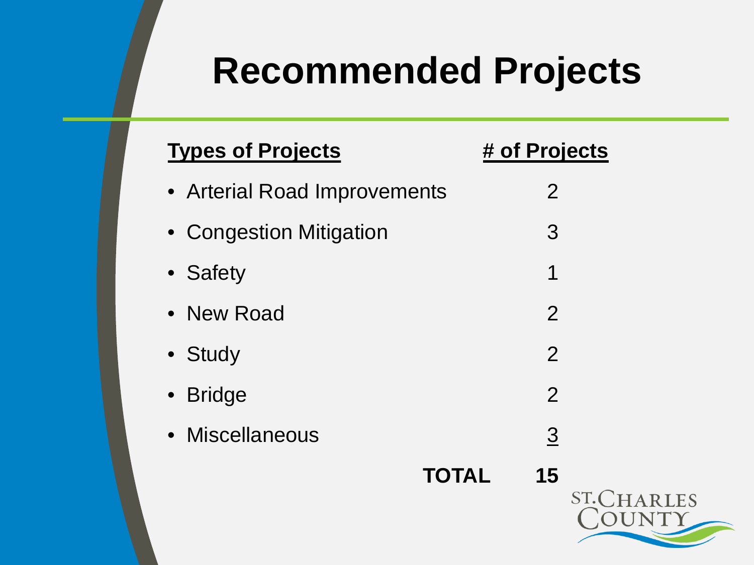# Recommended Projects

| Types of Projects | # of Projects |
|---|---|
| Arterial Road Improvements | 2 |
| Congestion Mitigation | 3 |
| Safety | 1 |
| New Road | 2 |
| Study | 2 |
| Bridge | 2 |
| Miscellaneous | 3 |
| **TOTAL** | **15** |

ST. CHARLES COUNTY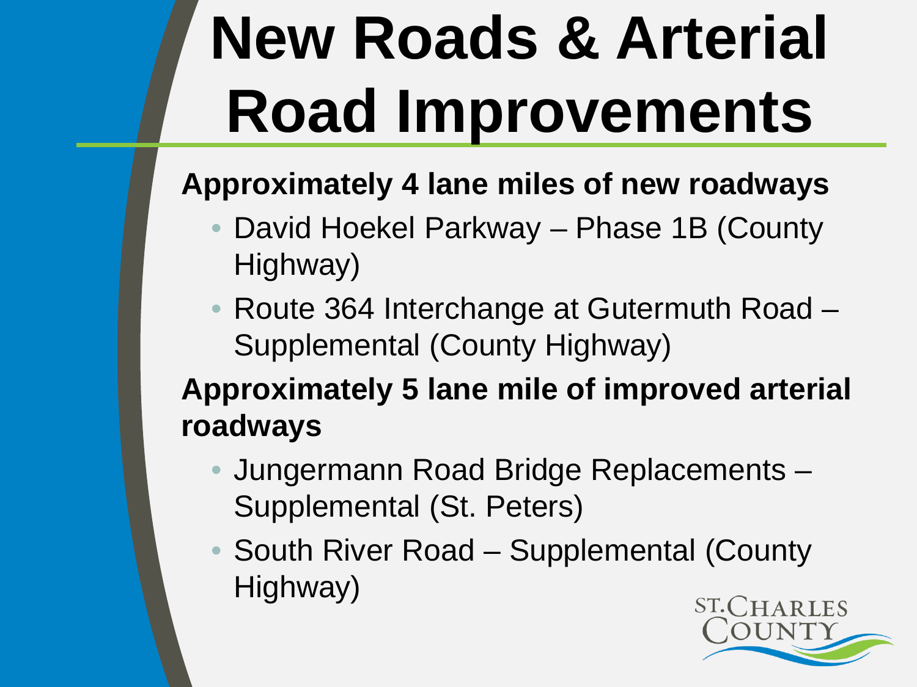# New Roads & Arterial Road Improvements

**Approximately 4 lane miles of new roadways**

- David Hoekel Parkway – Phase 1B (County Highway)
- Route 364 Interchange at Gutermuth Road – Supplemental (County Highway)

**Approximately 5 lane mile of improved arterial roadways**

- Jungermann Road Bridge Replacements – Supplemental (St. Peters)
- South River Road – Supplemental (County Highway)

ST. CHARLES COUNTY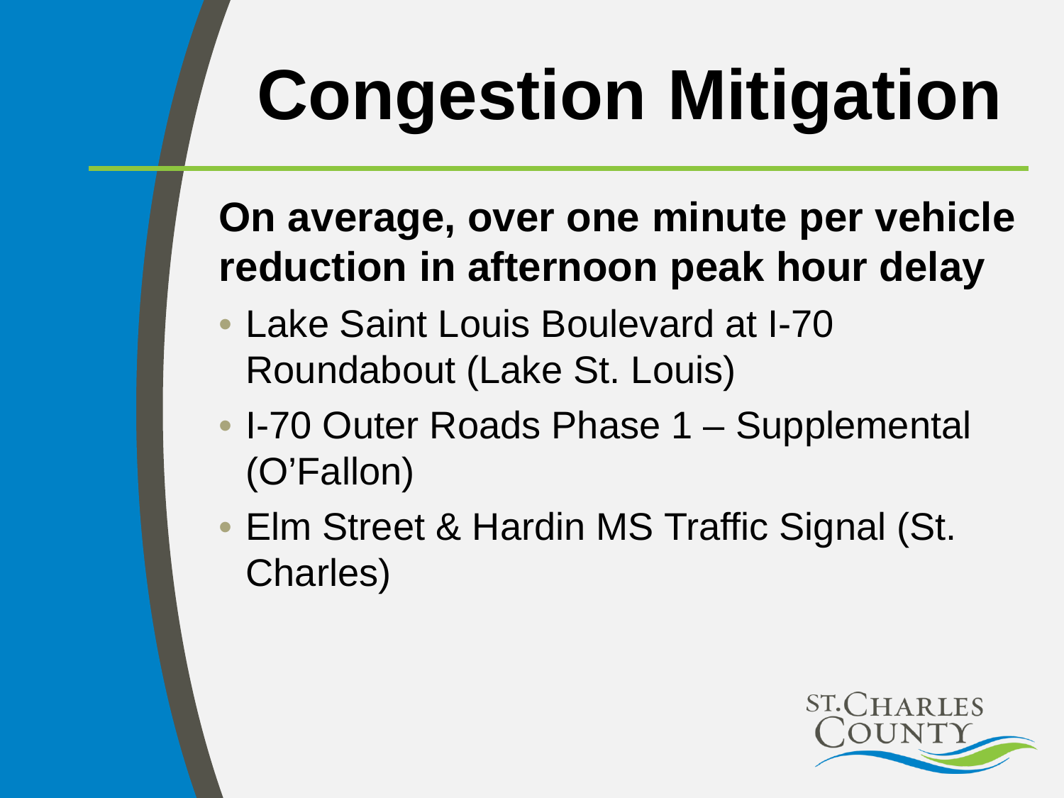# Congestion Mitigation

**On average, over one minute per vehicle reduction in afternoon peak hour delay**

- Lake Saint Louis Boulevard at I-70 Roundabout (Lake St. Louis)
- I-70 Outer Roads Phase 1 – Supplemental (O'Fallon)
- Elm Street & Hardin MS Traffic Signal (St. Charles)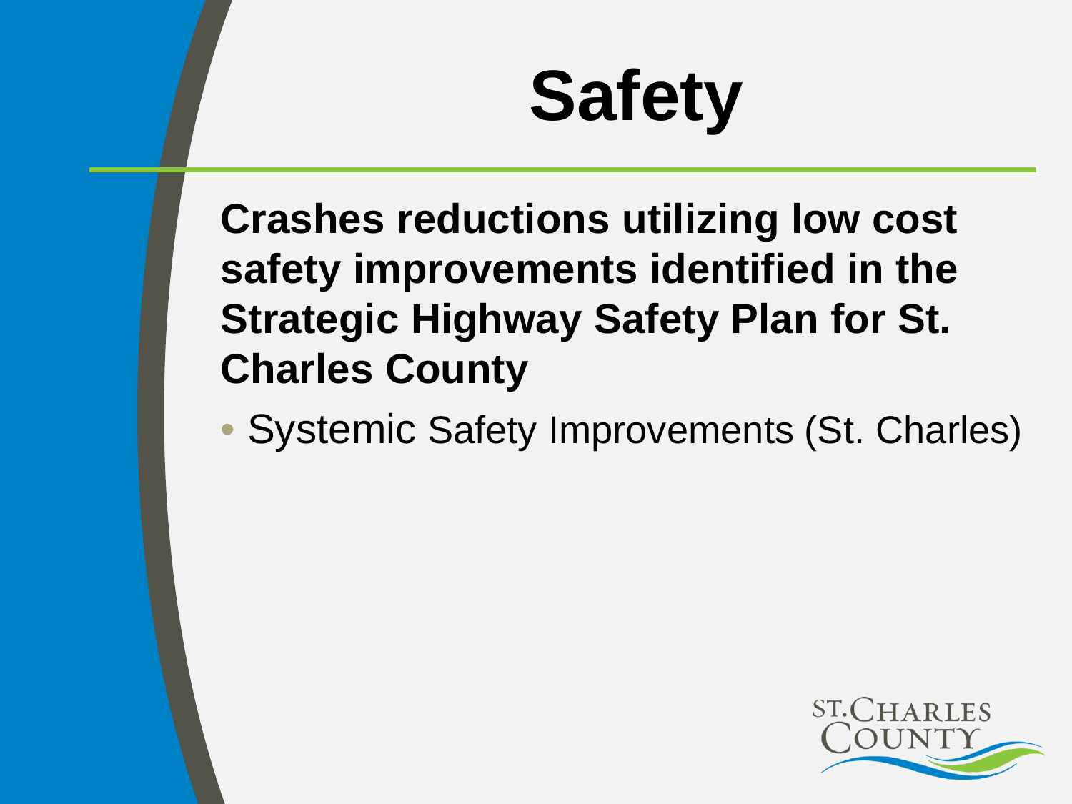# Safety

**Crashes reductions utilizing low cost safety improvements identified in the Strategic Highway Safety Plan for St. Charles County**

- Systemic Safety Improvements (St. Charles)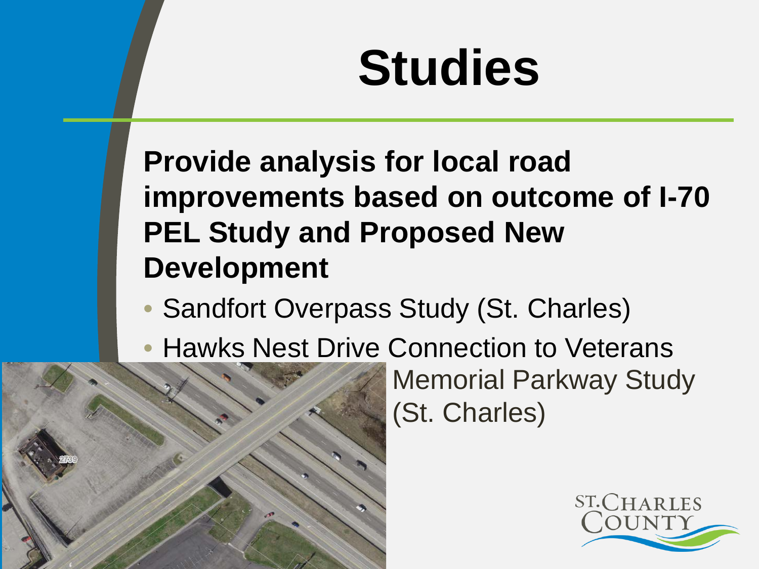# Studies

**Provide analysis for local road improvements based on outcome of I-70 PEL Study and Proposed New Development**

- Sandfort Overpass Study (St. Charles)
- Hawks Nest Drive Connection to Veterans Memorial Parkway Study (St. Charles)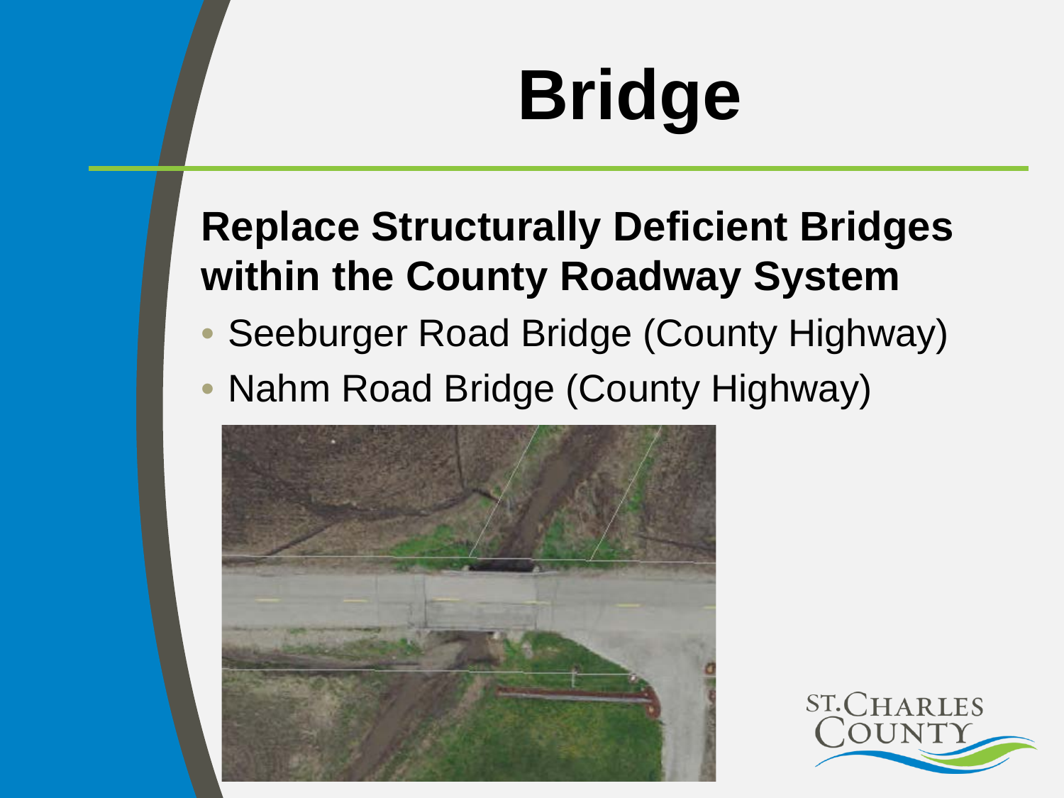# Bridge

**Replace Structurally Deficient Bridges within the County Roadway System**

- Seeburger Road Bridge (County Highway)
- Nahm Road Bridge (County Highway)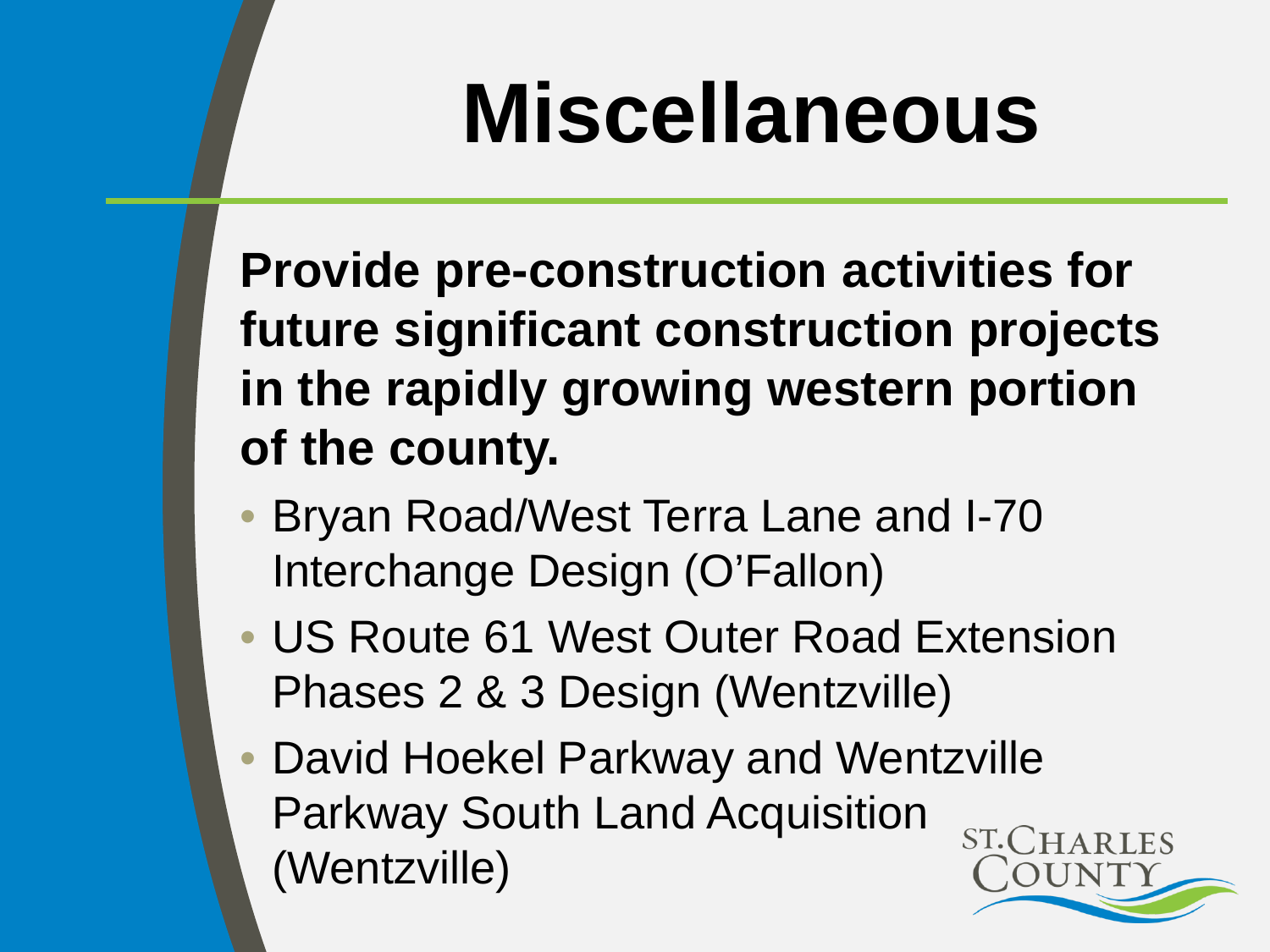# Miscellaneous

**Provide pre-construction activities for future significant construction projects in the rapidly growing western portion of the county.**

- Bryan Road/West Terra Lane and I-70 Interchange Design (O'Fallon)
- US Route 61 West Outer Road Extension Phases 2 & 3 Design (Wentzville)
- David Hoekel Parkway and Wentzville Parkway South Land Acquisition (Wentzville)

ST. CHARLES COUNTY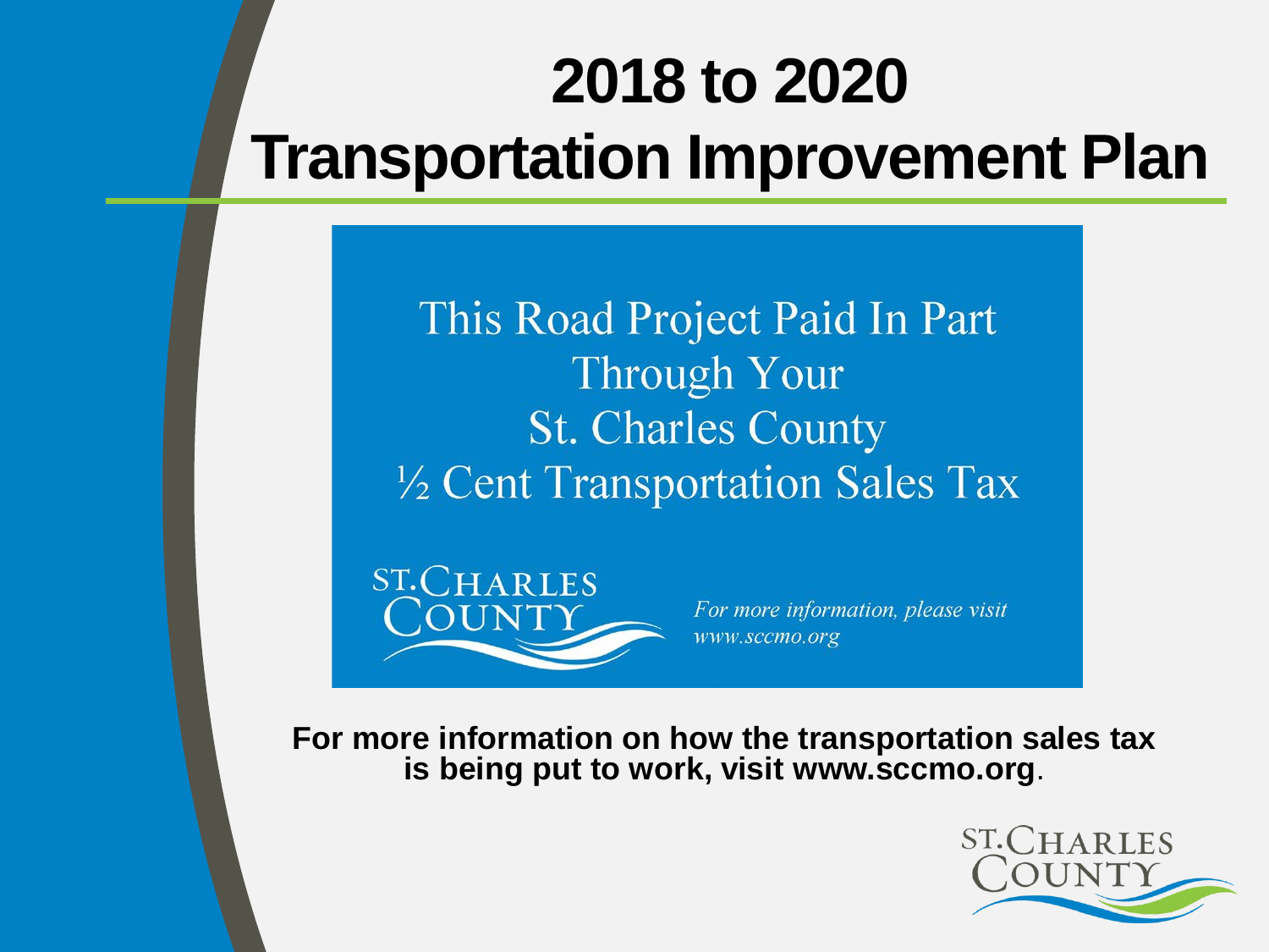# 2018 to 2020
# Transportation Improvement Plan

This Road Project Paid In Part
Through Your
St. Charles County
½ Cent Transportation Sales Tax

ST. CHARLES COUNTY

*For more information, please visit www.sccmo.org*

**For more information on how the transportation sales tax is being put to work, visit www.sccmo.org**.

ST. CHARLES COUNTY